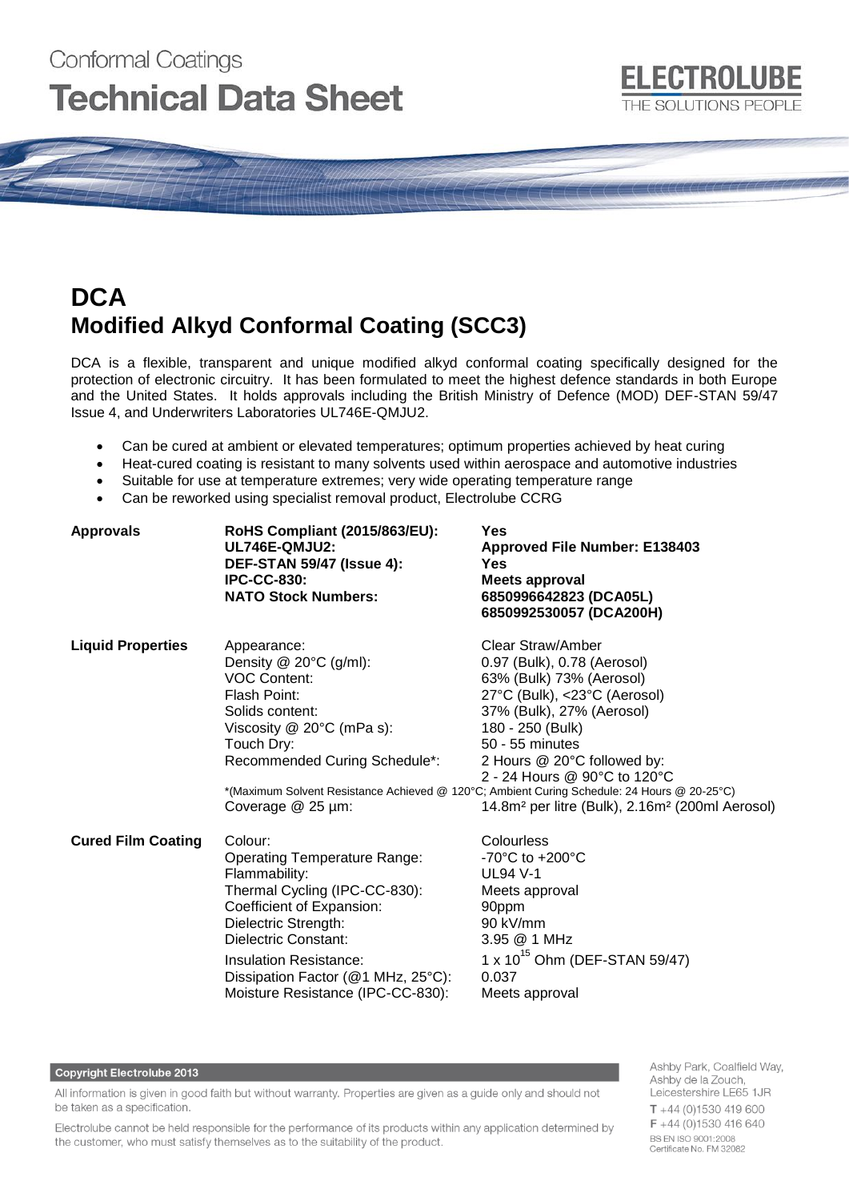Conformal Coatings

# Technical Data Sheet

ELECTROLUBE
THE SOLUTIONS PEOPLE

# DCA

## Modified Alkyd Conformal Coating (SCC3)

DCA is a flexible, transparent and unique modified alkyd conformal coating specifically designed for the protection of electronic circuitry. It has been formulated to meet the highest defence standards in both Europe and the United States. It holds approvals including the British Ministry of Defence (MOD) DEF-STAN 59/47 Issue 4, and Underwriters Laboratories UL746E-QMJU2.

- Can be cured at ambient or elevated temperatures; optimum properties achieved by heat curing
- Heat-cured coating is resistant to many solvents used within aerospace and automotive industries
- Suitable for use at temperature extremes; very wide operating temperature range
- Can be reworked using specialist removal product, Electrolube CCRG

| | | |
|---|---|---|
| **Approvals** | **RoHS Compliant (2015/863/EU):** | **Yes** |
| | **UL746E-QMJU2:** | **Approved File Number: E138403** |
| | **DEF-STAN 59/47 (Issue 4):** | **Yes** |
| | **IPC-CC-830:** | **Meets approval** |
| | **NATO Stock Numbers:** | **6850996642823 (DCA05L)**<br>**6850992530057 (DCA200H)** |
| **Liquid Properties** | Appearance: | Clear Straw/Amber |
| | Density @ 20°C (g/ml): | 0.97 (Bulk), 0.78 (Aerosol) |
| | VOC Content: | 63% (Bulk) 73% (Aerosol) |
| | Flash Point: | 27°C (Bulk), <23°C (Aerosol) |
| | Solids content: | 37% (Bulk), 27% (Aerosol) |
| | Viscosity @ 20°C (mPa s): | 180 - 250 (Bulk) |
| | Touch Dry: | 50 - 55 minutes |
| | Recommended Curing Schedule*: | 2 Hours @ 20°C followed by:<br>2 - 24 Hours @ 90°C to 120°C |
| | *(Maximum Solvent Resistance Achieved @ 120°C; Ambient Curing Schedule: 24 Hours @ 20-25°C) | |
| | Coverage @ 25 µm: | 14.8m² per litre (Bulk), 2.16m² (200ml Aerosol) |
| **Cured Film Coating** | Colour: | Colourless |
| | Operating Temperature Range: | -70°C to +200°C |
| | Flammability: | UL94 V-1 |
| | Thermal Cycling (IPC-CC-830): | Meets approval |
| | Coefficient of Expansion: | 90ppm |
| | Dielectric Strength: | 90 kV/mm |
| | Dielectric Constant: | 3.95 @ 1 MHz |
| | Insulation Resistance: | $1 \times 10^{15}$ Ohm (DEF-STAN 59/47) |
| | Dissipation Factor (@1 MHz, 25°C): | 0.037 |
| | Moisture Resistance (IPC-CC-830): | Meets approval |

**Copyright Electrolube 2013**

All information is given in good faith but without warranty. Properties are given as a guide only and should not be taken as a specification.

Electrolube cannot be held responsible for the performance of its products within any application determined by the customer, who must satisfy themselves as to the suitability of the product.

Ashby Park, Coalfield Way,
Ashby de la Zouch,
Leicestershire LE65 1JR
T +44 (0)1530 419 600
F +44 (0)1530 416 640
BS EN ISO 9001:2008
Certificate No. FM 32082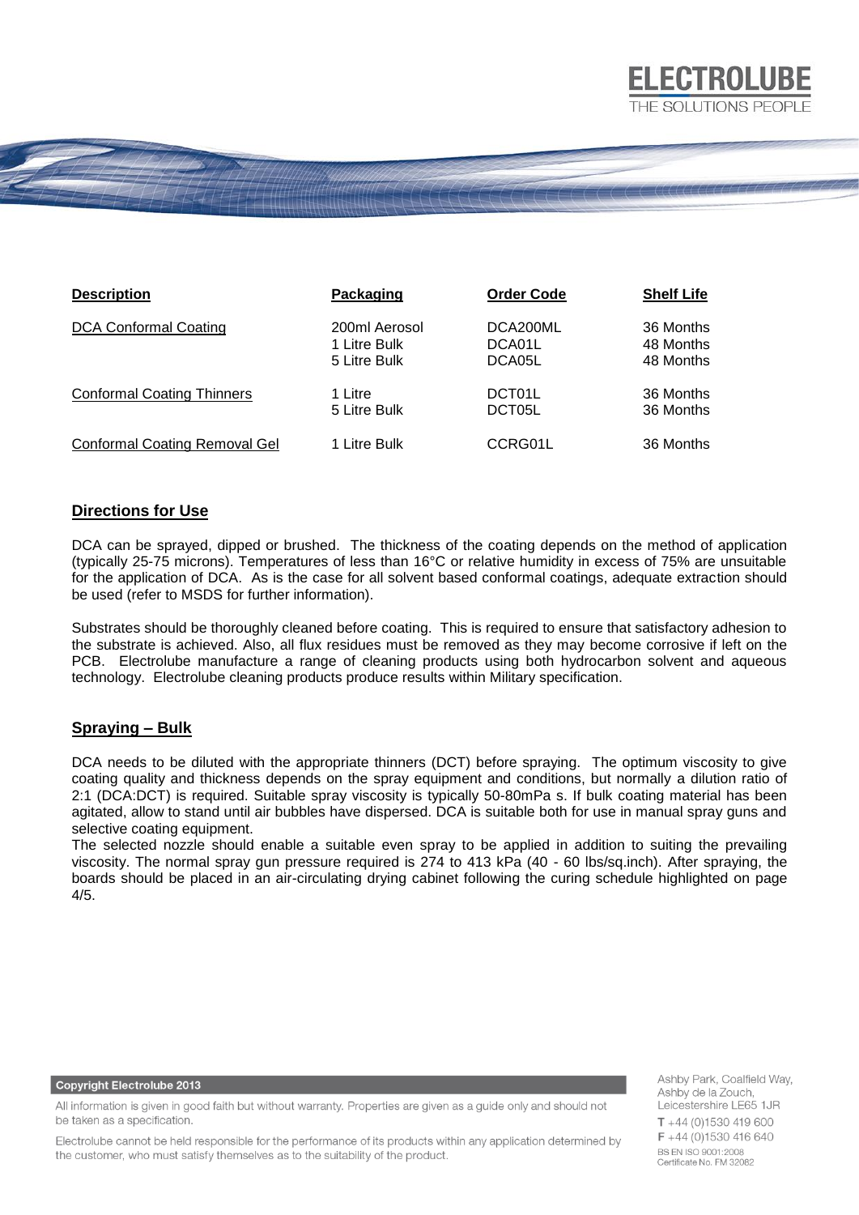| Description | Packaging | Order Code | Shelf Life |
|---|---|---|---|
| DCA Conformal Coating | 200ml Aerosol | DCA200ML | 36 Months |
| | 1 Litre Bulk | DCA01L | 48 Months |
| | 5 Litre Bulk | DCA05L | 48 Months |
| Conformal Coating Thinners | 1 Litre | DCT01L | 36 Months |
| | 5 Litre Bulk | DCT05L | 36 Months |
| Conformal Coating Removal Gel | 1 Litre Bulk | CCRG01L | 36 Months |

## Directions for Use

DCA can be sprayed, dipped or brushed. The thickness of the coating depends on the method of application (typically 25-75 microns). Temperatures of less than 16°C or relative humidity in excess of 75% are unsuitable for the application of DCA. As is the case for all solvent based conformal coatings, adequate extraction should be used (refer to MSDS for further information).

Substrates should be thoroughly cleaned before coating. This is required to ensure that satisfactory adhesion to the substrate is achieved. Also, all flux residues must be removed as they may become corrosive if left on the PCB. Electrolube manufacture a range of cleaning products using both hydrocarbon solvent and aqueous technology. Electrolube cleaning products produce results within Military specification.

## Spraying – Bulk

DCA needs to be diluted with the appropriate thinners (DCT) before spraying. The optimum viscosity to give coating quality and thickness depends on the spray equipment and conditions, but normally a dilution ratio of 2:1 (DCA:DCT) is required. Suitable spray viscosity is typically 50-80mPa s. If bulk coating material has been agitated, allow to stand until air bubbles have dispersed. DCA is suitable both for use in manual spray guns and selective coating equipment.

The selected nozzle should enable a suitable even spray to be applied in addition to suiting the prevailing viscosity. The normal spray gun pressure required is 274 to 413 kPa (40 - 60 lbs/sq.inch). After spraying, the boards should be placed in an air-circulating drying cabinet following the curing schedule highlighted on page 4/5.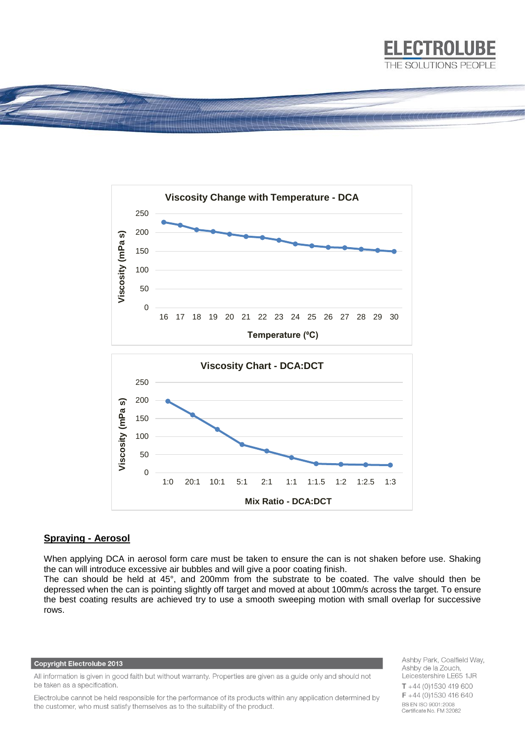**Viscosity Change with Temperature - DCA**

Viscosity (mPa s) vs Temperature (ºC)

**Viscosity Chart - DCA:DCT**

Viscosity (mPa s) vs Mix Ratio - DCA:DCT

## Spraying - Aerosol

When applying DCA in aerosol form care must be taken to ensure the can is not shaken before use. Shaking the can will introduce excessive air bubbles and will give a poor coating finish.
The can should be held at 45°, and 200mm from the substrate to be coated. The valve should then be depressed when the can is pointing slightly off target and moved at about 100mm/s across the target. To ensure the best coating results are achieved try to use a smooth sweeping motion with small overlap for successive rows.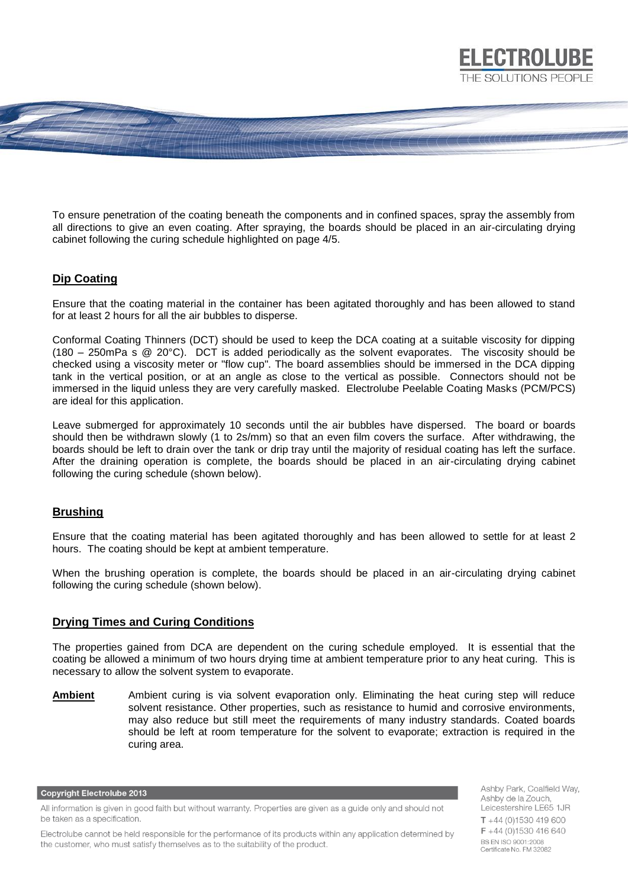To ensure penetration of the coating beneath the components and in confined spaces, spray the assembly from all directions to give an even coating. After spraying, the boards should be placed in an air-circulating drying cabinet following the curing schedule highlighted on page 4/5.

## Dip Coating

Ensure that the coating material in the container has been agitated thoroughly and has been allowed to stand for at least 2 hours for all the air bubbles to disperse.

Conformal Coating Thinners (DCT) should be used to keep the DCA coating at a suitable viscosity for dipping (180 – 250mPa s @ 20°C). DCT is added periodically as the solvent evaporates. The viscosity should be checked using a viscosity meter or "flow cup". The board assemblies should be immersed in the DCA dipping tank in the vertical position, or at an angle as close to the vertical as possible. Connectors should not be immersed in the liquid unless they are very carefully masked. Electrolube Peelable Coating Masks (PCM/PCS) are ideal for this application.

Leave submerged for approximately 10 seconds until the air bubbles have dispersed. The board or boards should then be withdrawn slowly (1 to 2s/mm) so that an even film covers the surface. After withdrawing, the boards should be left to drain over the tank or drip tray until the majority of residual coating has left the surface. After the draining operation is complete, the boards should be placed in an air-circulating drying cabinet following the curing schedule (shown below).

## Brushing

Ensure that the coating material has been agitated thoroughly and has been allowed to settle for at least 2 hours. The coating should be kept at ambient temperature.

When the brushing operation is complete, the boards should be placed in an air-circulating drying cabinet following the curing schedule (shown below).

## Drying Times and Curing Conditions

The properties gained from DCA are dependent on the curing schedule employed. It is essential that the coating be allowed a minimum of two hours drying time at ambient temperature prior to any heat curing. This is necessary to allow the solvent system to evaporate.

**Ambient** Ambient curing is via solvent evaporation only. Eliminating the heat curing step will reduce solvent resistance. Other properties, such as resistance to humid and corrosive environments, may also reduce but still meet the requirements of many industry standards. Coated boards should be left at room temperature for the solvent to evaporate; extraction is required in the curing area.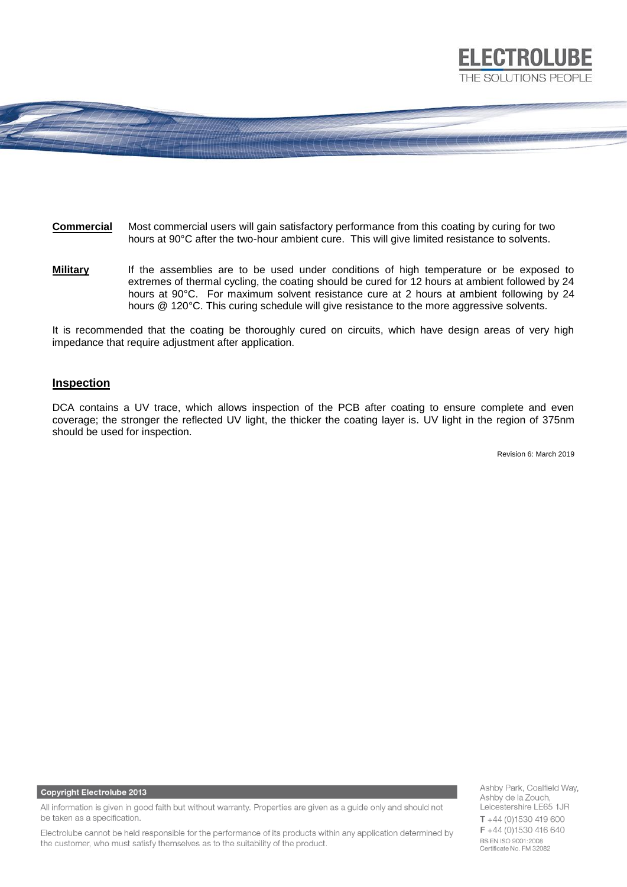**Commercial** Most commercial users will gain satisfactory performance from this coating by curing for two hours at 90°C after the two-hour ambient cure. This will give limited resistance to solvents.

**Military** If the assemblies are to be used under conditions of high temperature or be exposed to extremes of thermal cycling, the coating should be cured for 12 hours at ambient followed by 24 hours at 90°C. For maximum solvent resistance cure at 2 hours at ambient following by 24 hours @ 120°C. This curing schedule will give resistance to the more aggressive solvents.

It is recommended that the coating be thoroughly cured on circuits, which have design areas of very high impedance that require adjustment after application.

## Inspection

DCA contains a UV trace, which allows inspection of the PCB after coating to ensure complete and even coverage; the stronger the reflected UV light, the thicker the coating layer is. UV light in the region of 375nm should be used for inspection.

Revision 6: March 2019